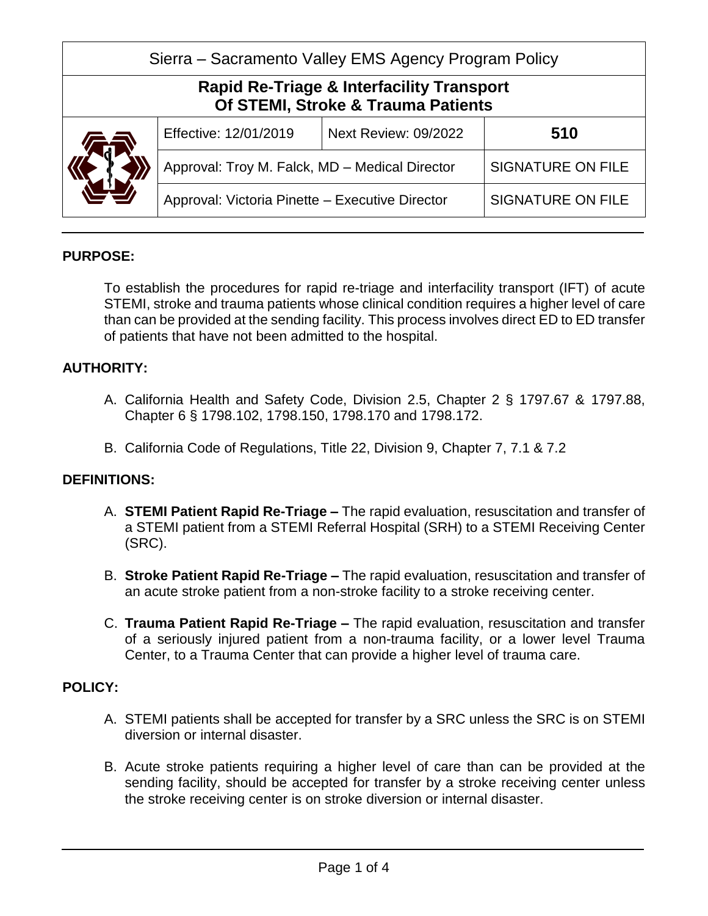| Sierra – Sacramento Valley EMS Agency Program Policy | | | |
|---|---|---|---|
| **Rapid Re-Triage & Interfacility Transport Of STEMI, Stroke & Trauma Patients** | | | |
| | Effective: 12/01/2019 | Next Review: 09/2022 | **510** |
| | Approval: Troy M. Falck, MD – Medical Director | | SIGNATURE ON FILE |
| | Approval: Victoria Pinette – Executive Director | | SIGNATURE ON FILE |

**PURPOSE:**

To establish the procedures for rapid re-triage and interfacility transport (IFT) of acute STEMI, stroke and trauma patients whose clinical condition requires a higher level of care than can be provided at the sending facility. This process involves direct ED to ED transfer of patients that have not been admitted to the hospital.

**AUTHORITY:**

A. California Health and Safety Code, Division 2.5, Chapter 2 § 1797.67 & 1797.88, Chapter 6 § 1798.102, 1798.150, 1798.170 and 1798.172.

B. California Code of Regulations, Title 22, Division 9, Chapter 7, 7.1 & 7.2

**DEFINITIONS:**

A. **STEMI Patient Rapid Re-Triage –** The rapid evaluation, resuscitation and transfer of a STEMI patient from a STEMI Referral Hospital (SRH) to a STEMI Receiving Center (SRC).

B. **Stroke Patient Rapid Re-Triage –** The rapid evaluation, resuscitation and transfer of an acute stroke patient from a non-stroke facility to a stroke receiving center.

C. **Trauma Patient Rapid Re-Triage –** The rapid evaluation, resuscitation and transfer of a seriously injured patient from a non-trauma facility, or a lower level Trauma Center, to a Trauma Center that can provide a higher level of trauma care.

**POLICY:**

A. STEMI patients shall be accepted for transfer by a SRC unless the SRC is on STEMI diversion or internal disaster.

B. Acute stroke patients requiring a higher level of care than can be provided at the sending facility, should be accepted for transfer by a stroke receiving center unless the stroke receiving center is on stroke diversion or internal disaster.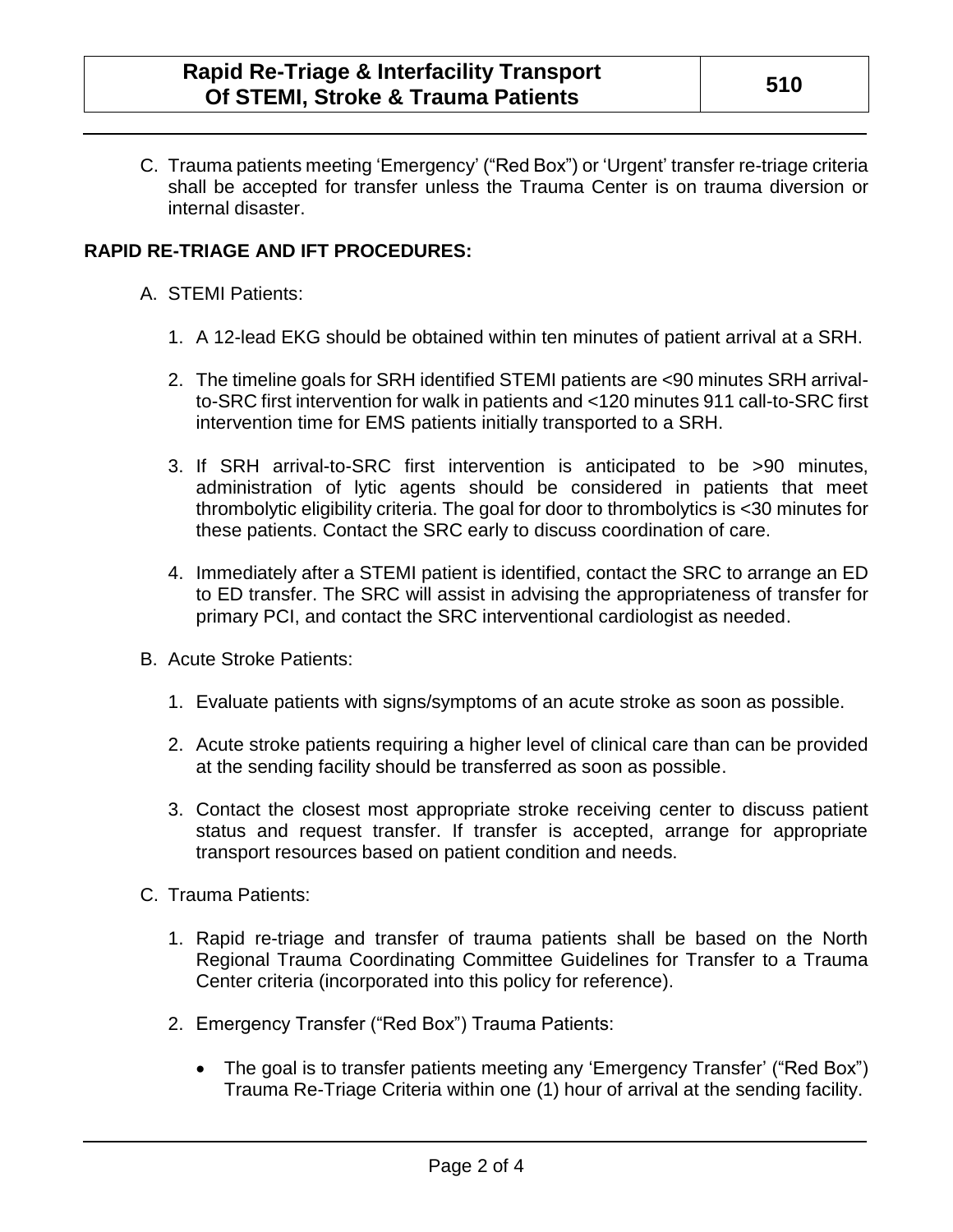C. Trauma patients meeting 'Emergency' ("Red Box") or 'Urgent' transfer re-triage criteria shall be accepted for transfer unless the Trauma Center is on trauma diversion or internal disaster.

**RAPID RE-TRIAGE AND IFT PROCEDURES:**

A. STEMI Patients:

1. A 12-lead EKG should be obtained within ten minutes of patient arrival at a SRH.
2. The timeline goals for SRH identified STEMI patients are <90 minutes SRH arrival-to-SRC first intervention for walk in patients and <120 minutes 911 call-to-SRC first intervention time for EMS patients initially transported to a SRH.
3. If SRH arrival-to-SRC first intervention is anticipated to be >90 minutes, administration of lytic agents should be considered in patients that meet thrombolytic eligibility criteria. The goal for door to thrombolytics is <30 minutes for these patients. Contact the SRC early to discuss coordination of care.
4. Immediately after a STEMI patient is identified, contact the SRC to arrange an ED to ED transfer. The SRC will assist in advising the appropriateness of transfer for primary PCI, and contact the SRC interventional cardiologist as needed.

B. Acute Stroke Patients:

1. Evaluate patients with signs/symptoms of an acute stroke as soon as possible.
2. Acute stroke patients requiring a higher level of clinical care than can be provided at the sending facility should be transferred as soon as possible.
3. Contact the closest most appropriate stroke receiving center to discuss patient status and request transfer. If transfer is accepted, arrange for appropriate transport resources based on patient condition and needs.

C. Trauma Patients:

1. Rapid re-triage and transfer of trauma patients shall be based on the North Regional Trauma Coordinating Committee Guidelines for Transfer to a Trauma Center criteria (incorporated into this policy for reference).
2. Emergency Transfer ("Red Box") Trauma Patients:
   - The goal is to transfer patients meeting any 'Emergency Transfer' ("Red Box") Trauma Re-Triage Criteria within one (1) hour of arrival at the sending facility.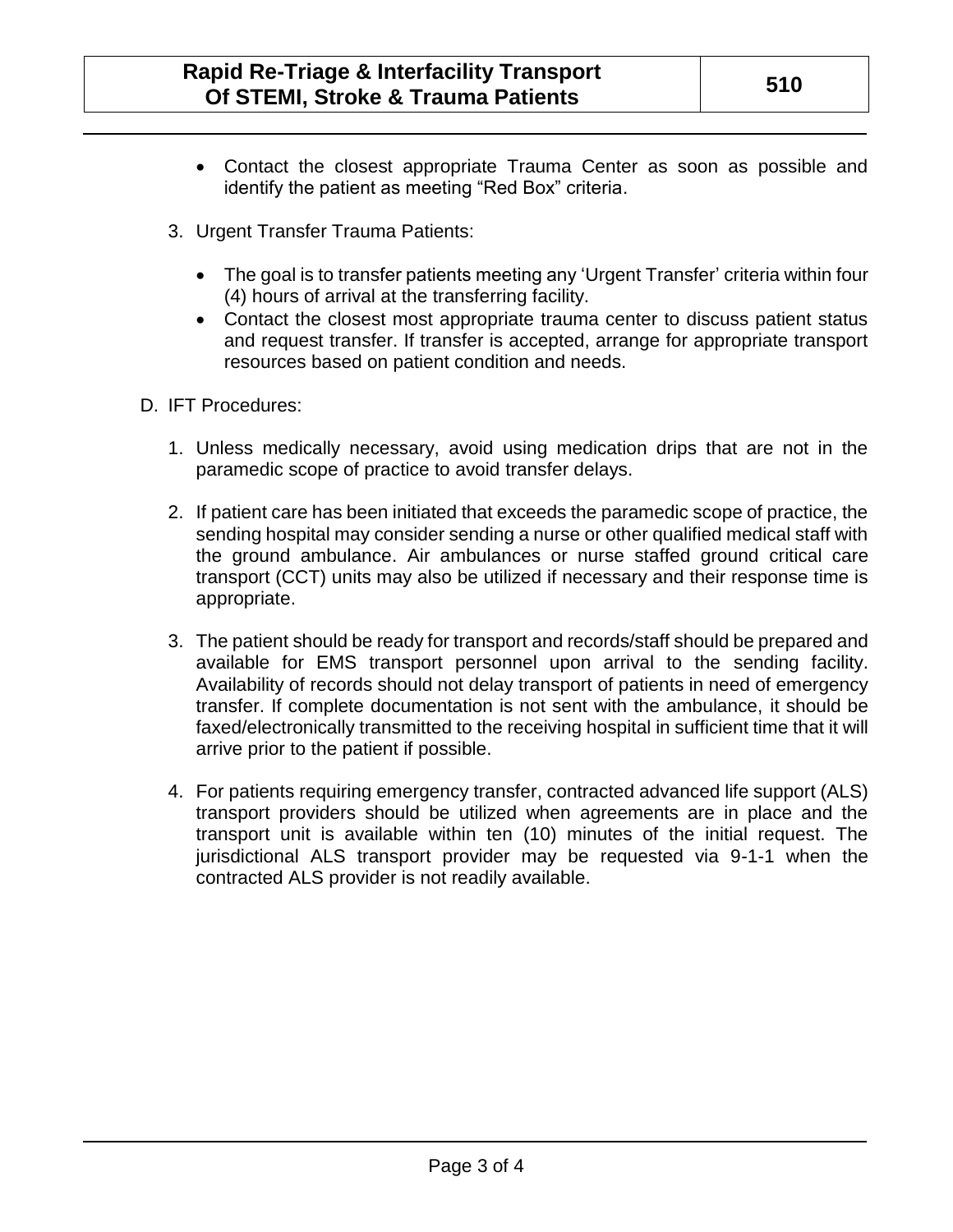- Contact the closest appropriate Trauma Center as soon as possible and identify the patient as meeting "Red Box" criteria.

3. Urgent Transfer Trauma Patients:

   - The goal is to transfer patients meeting any 'Urgent Transfer' criteria within four (4) hours of arrival at the transferring facility.
   - Contact the closest most appropriate trauma center to discuss patient status and request transfer. If transfer is accepted, arrange for appropriate transport resources based on patient condition and needs.

D. IFT Procedures:

1. Unless medically necessary, avoid using medication drips that are not in the paramedic scope of practice to avoid transfer delays.

2. If patient care has been initiated that exceeds the paramedic scope of practice, the sending hospital may consider sending a nurse or other qualified medical staff with the ground ambulance. Air ambulances or nurse staffed ground critical care transport (CCT) units may also be utilized if necessary and their response time is appropriate.

3. The patient should be ready for transport and records/staff should be prepared and available for EMS transport personnel upon arrival to the sending facility. Availability of records should not delay transport of patients in need of emergency transfer. If complete documentation is not sent with the ambulance, it should be faxed/electronically transmitted to the receiving hospital in sufficient time that it will arrive prior to the patient if possible.

4. For patients requiring emergency transfer, contracted advanced life support (ALS) transport providers should be utilized when agreements are in place and the transport unit is available within ten (10) minutes of the initial request. The jurisdictional ALS transport provider may be requested via 9-1-1 when the contracted ALS provider is not readily available.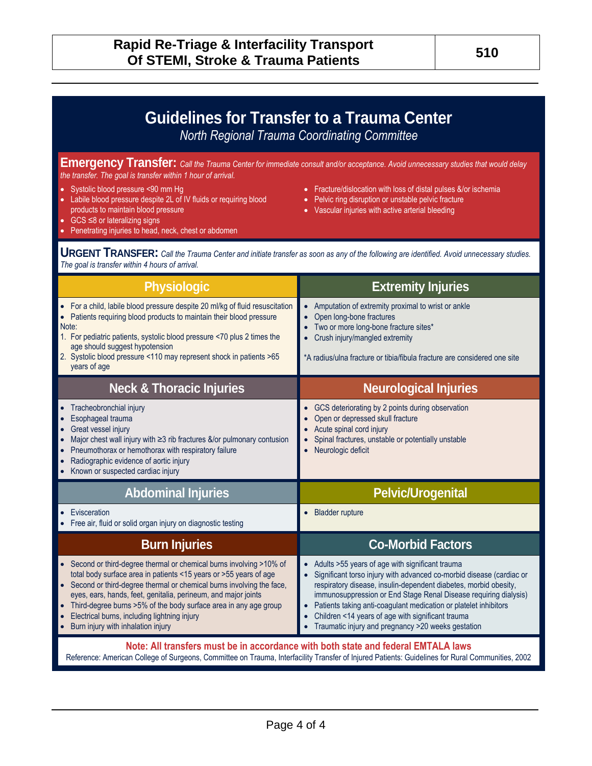# Rapid Re-Triage & Interfacility Transport Of STEMI, Stroke & Trauma Patients

510

## Guidelines for Transfer to a Trauma Center

*North Regional Trauma Coordinating Committee*

### Emergency Transfer:

*Call the Trauma Center for immediate consult and/or acceptance. Avoid unnecessary studies that would delay the transfer. The goal is transfer within 1 hour of arrival.*

- Systolic blood pressure <90 mm Hg
- Labile blood pressure despite 2L of IV fluids or requiring blood products to maintain blood pressure
- GCS ≤8 or lateralizing signs
- Penetrating injuries to head, neck, chest or abdomen
- Fracture/dislocation with loss of distal pulses &/or ischemia
- Pelvic ring disruption or unstable pelvic fracture
- Vascular injuries with active arterial bleeding

### Urgent Transfer:

*Call the Trauma Center and initiate transfer as soon as any of the following are identified. Avoid unnecessary studies. The goal is transfer within 4 hours of arrival.*

#### Physiologic

- For a child, labile blood pressure despite 20 ml/kg of fluid resuscitation
- Patients requiring blood products to maintain their blood pressure

Note:

1. For pediatric patients, systolic blood pressure <70 plus 2 times the age should suggest hypotension
2. Systolic blood pressure <110 may represent shock in patients >65 years of age

#### Extremity Injuries

- Amputation of extremity proximal to wrist or ankle
- Open long-bone fractures
- Two or more long-bone fracture sites*
- Crush injury/mangled extremity

*A radius/ulna fracture or tibia/fibula fracture are considered one site

#### Neck & Thoracic Injuries

- Tracheobronchial injury
- Esophageal trauma
- Great vessel injury
- Major chest wall injury with ≥3 rib fractures &/or pulmonary contusion
- Pneumothorax or hemothorax with respiratory failure
- Radiographic evidence of aortic injury
- Known or suspected cardiac injury

#### Neurological Injuries

- GCS deteriorating by 2 points during observation
- Open or depressed skull fracture
- Acute spinal cord injury
- Spinal fractures, unstable or potentially unstable
- Neurologic deficit

#### Abdominal Injuries

- Evisceration
- Free air, fluid or solid organ injury on diagnostic testing

#### Pelvic/Urogenital

- Bladder rupture

#### Burn Injuries

- Second or third-degree thermal or chemical burns involving >10% of total body surface area in patients <15 years or >55 years of age
- Second or third-degree thermal or chemical burns involving the face, eyes, ears, hands, feet, genitalia, perineum, and major joints
- Third-degree burns >5% of the body surface area in any age group
- Electrical burns, including lightning injury
- Burn injury with inhalation injury

#### Co-Morbid Factors

- Adults >55 years of age with significant trauma
- Significant torso injury with advanced co-morbid disease (cardiac or respiratory disease, insulin-dependent diabetes, morbid obesity, immunosuppression or End Stage Renal Disease requiring dialysis)
- Patients taking anti-coagulant medication or platelet inhibitors
- Children <14 years of age with significant trauma
- Traumatic injury and pregnancy >20 weeks gestation

**Note: All transfers must be in accordance with both state and federal EMTALA laws**

Reference: American College of Surgeons, Committee on Trauma, Interfacility Transfer of Injured Patients: Guidelines for Rural Communities, 2002